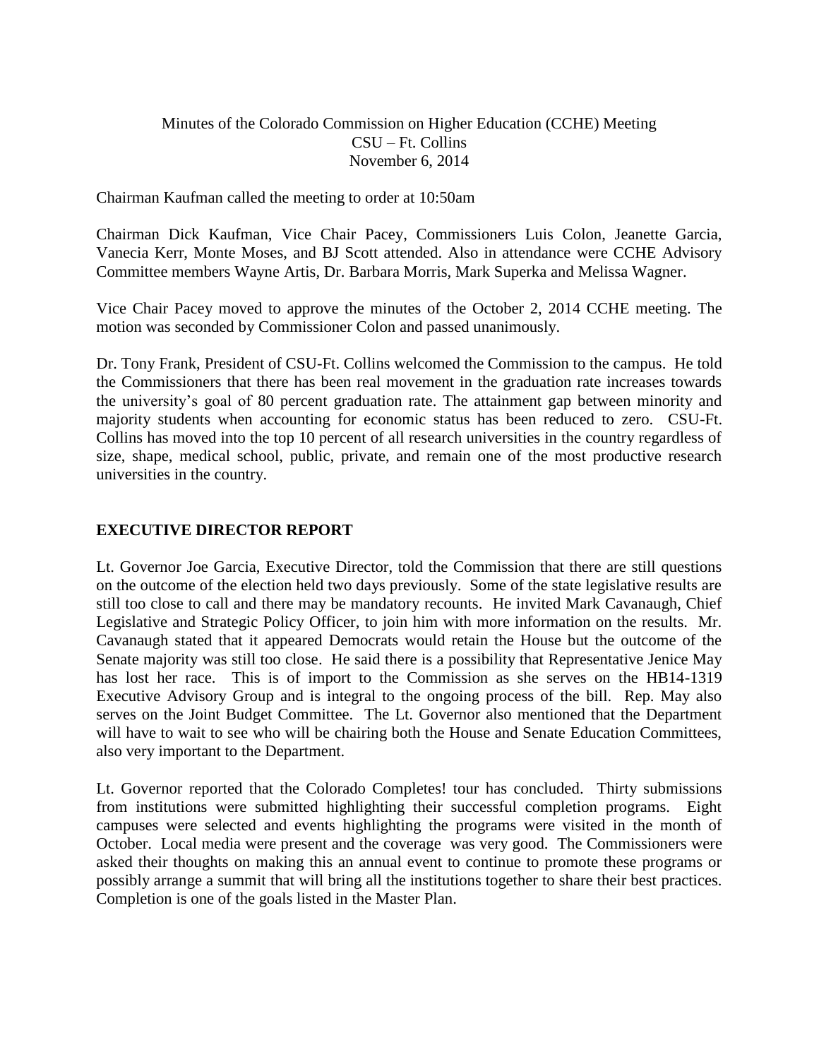Minutes of the Colorado Commission on Higher Education (CCHE) Meeting
CSU – Ft. Collins
November 6, 2014

Chairman Kaufman called the meeting to order at 10:50am

Chairman Dick Kaufman, Vice Chair Pacey, Commissioners Luis Colon, Jeanette Garcia, Vanecia Kerr, Monte Moses, and BJ Scott attended. Also in attendance were CCHE Advisory Committee members Wayne Artis, Dr. Barbara Morris, Mark Superka and Melissa Wagner.

Vice Chair Pacey moved to approve the minutes of the October 2, 2014 CCHE meeting. The motion was seconded by Commissioner Colon and passed unanimously.

Dr. Tony Frank, President of CSU-Ft. Collins welcomed the Commission to the campus. He told the Commissioners that there has been real movement in the graduation rate increases towards the university's goal of 80 percent graduation rate. The attainment gap between minority and majority students when accounting for economic status has been reduced to zero. CSU-Ft. Collins has moved into the top 10 percent of all research universities in the country regardless of size, shape, medical school, public, private, and remain one of the most productive research universities in the country.

## EXECUTIVE DIRECTOR REPORT

Lt. Governor Joe Garcia, Executive Director, told the Commission that there are still questions on the outcome of the election held two days previously. Some of the state legislative results are still too close to call and there may be mandatory recounts. He invited Mark Cavanaugh, Chief Legislative and Strategic Policy Officer, to join him with more information on the results. Mr. Cavanaugh stated that it appeared Democrats would retain the House but the outcome of the Senate majority was still too close. He said there is a possibility that Representative Jenice May has lost her race. This is of import to the Commission as she serves on the HB14-1319 Executive Advisory Group and is integral to the ongoing process of the bill. Rep. May also serves on the Joint Budget Committee. The Lt. Governor also mentioned that the Department will have to wait to see who will be chairing both the House and Senate Education Committees, also very important to the Department.

Lt. Governor reported that the Colorado Completes! tour has concluded. Thirty submissions from institutions were submitted highlighting their successful completion programs. Eight campuses were selected and events highlighting the programs were visited in the month of October. Local media were present and the coverage was very good. The Commissioners were asked their thoughts on making this an annual event to continue to promote these programs or possibly arrange a summit that will bring all the institutions together to share their best practices. Completion is one of the goals listed in the Master Plan.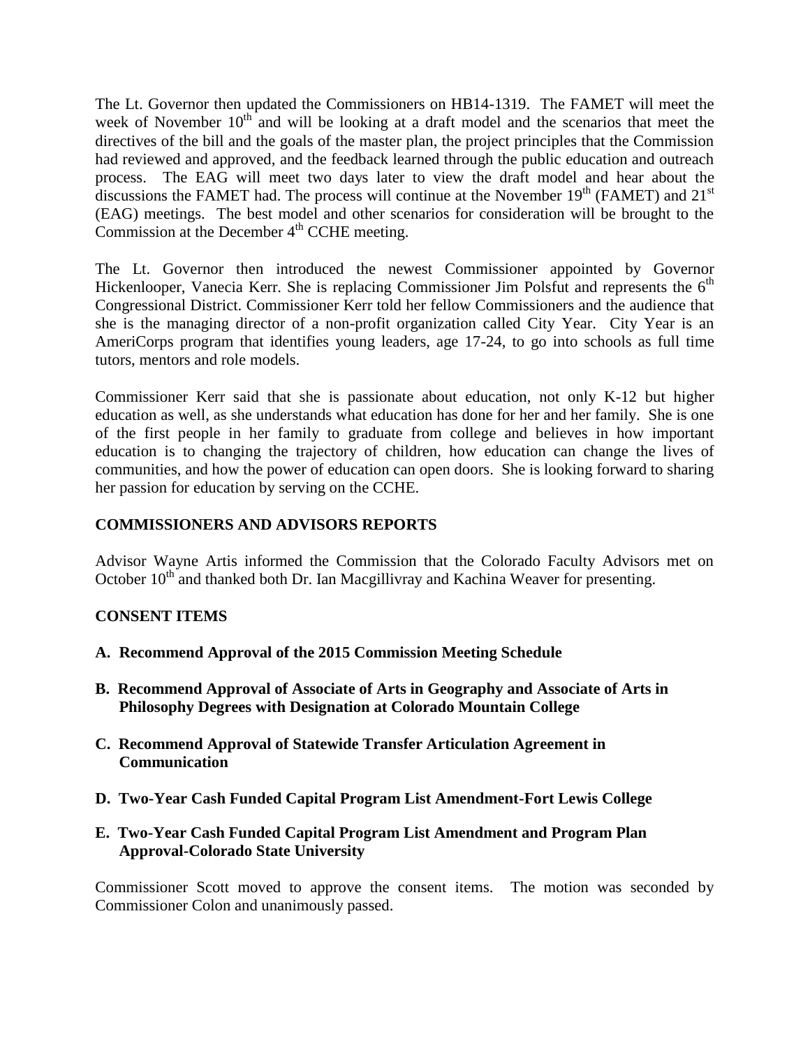The Lt. Governor then updated the Commissioners on HB14-1319. The FAMET will meet the week of November 10th and will be looking at a draft model and the scenarios that meet the directives of the bill and the goals of the master plan, the project principles that the Commission had reviewed and approved, and the feedback learned through the public education and outreach process. The EAG will meet two days later to view the draft model and hear about the discussions the FAMET had. The process will continue at the November 19th (FAMET) and 21st (EAG) meetings. The best model and other scenarios for consideration will be brought to the Commission at the December 4th CCHE meeting.

The Lt. Governor then introduced the newest Commissioner appointed by Governor Hickenlooper, Vanecia Kerr. She is replacing Commissioner Jim Polsfut and represents the 6th Congressional District. Commissioner Kerr told her fellow Commissioners and the audience that she is the managing director of a non-profit organization called City Year. City Year is an AmeriCorps program that identifies young leaders, age 17-24, to go into schools as full time tutors, mentors and role models.

Commissioner Kerr said that she is passionate about education, not only K-12 but higher education as well, as she understands what education has done for her and her family. She is one of the first people in her family to graduate from college and believes in how important education is to changing the trajectory of children, how education can change the lives of communities, and how the power of education can open doors. She is looking forward to sharing her passion for education by serving on the CCHE.

## COMMISSIONERS AND ADVISORS REPORTS

Advisor Wayne Artis informed the Commission that the Colorado Faculty Advisors met on October 10th and thanked both Dr. Ian Macgillivray and Kachina Weaver for presenting.

## CONSENT ITEMS

**A. Recommend Approval of the 2015 Commission Meeting Schedule**

**B. Recommend Approval of Associate of Arts in Geography and Associate of Arts in Philosophy Degrees with Designation at Colorado Mountain College**

**C. Recommend Approval of Statewide Transfer Articulation Agreement in Communication**

**D. Two-Year Cash Funded Capital Program List Amendment-Fort Lewis College**

**E. Two-Year Cash Funded Capital Program List Amendment and Program Plan Approval-Colorado State University**

Commissioner Scott moved to approve the consent items. The motion was seconded by Commissioner Colon and unanimously passed.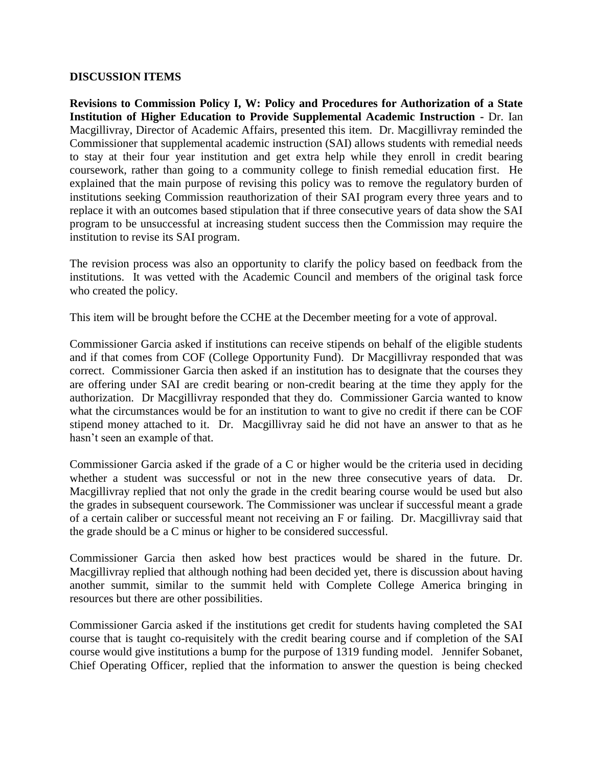**DISCUSSION ITEMS**

**Revisions to Commission Policy I, W: Policy and Procedures for Authorization of a State Institution of Higher Education to Provide Supplemental Academic Instruction -** Dr. Ian Macgillivray, Director of Academic Affairs, presented this item. Dr. Macgillivray reminded the Commissioner that supplemental academic instruction (SAI) allows students with remedial needs to stay at their four year institution and get extra help while they enroll in credit bearing coursework, rather than going to a community college to finish remedial education first. He explained that the main purpose of revising this policy was to remove the regulatory burden of institutions seeking Commission reauthorization of their SAI program every three years and to replace it with an outcomes based stipulation that if three consecutive years of data show the SAI program to be unsuccessful at increasing student success then the Commission may require the institution to revise its SAI program.

The revision process was also an opportunity to clarify the policy based on feedback from the institutions. It was vetted with the Academic Council and members of the original task force who created the policy.

This item will be brought before the CCHE at the December meeting for a vote of approval.

Commissioner Garcia asked if institutions can receive stipends on behalf of the eligible students and if that comes from COF (College Opportunity Fund). Dr Macgillivray responded that was correct. Commissioner Garcia then asked if an institution has to designate that the courses they are offering under SAI are credit bearing or non-credit bearing at the time they apply for the authorization. Dr Macgillivray responded that they do. Commissioner Garcia wanted to know what the circumstances would be for an institution to want to give no credit if there can be COF stipend money attached to it. Dr. Macgillivray said he did not have an answer to that as he hasn't seen an example of that.

Commissioner Garcia asked if the grade of a C or higher would be the criteria used in deciding whether a student was successful or not in the new three consecutive years of data. Dr. Macgillivray replied that not only the grade in the credit bearing course would be used but also the grades in subsequent coursework. The Commissioner was unclear if successful meant a grade of a certain caliber or successful meant not receiving an F or failing. Dr. Macgillivray said that the grade should be a C minus or higher to be considered successful.

Commissioner Garcia then asked how best practices would be shared in the future. Dr. Macgillivray replied that although nothing had been decided yet, there is discussion about having another summit, similar to the summit held with Complete College America bringing in resources but there are other possibilities.

Commissioner Garcia asked if the institutions get credit for students having completed the SAI course that is taught co-requisitely with the credit bearing course and if completion of the SAI course would give institutions a bump for the purpose of 1319 funding model. Jennifer Sobanet, Chief Operating Officer, replied that the information to answer the question is being checked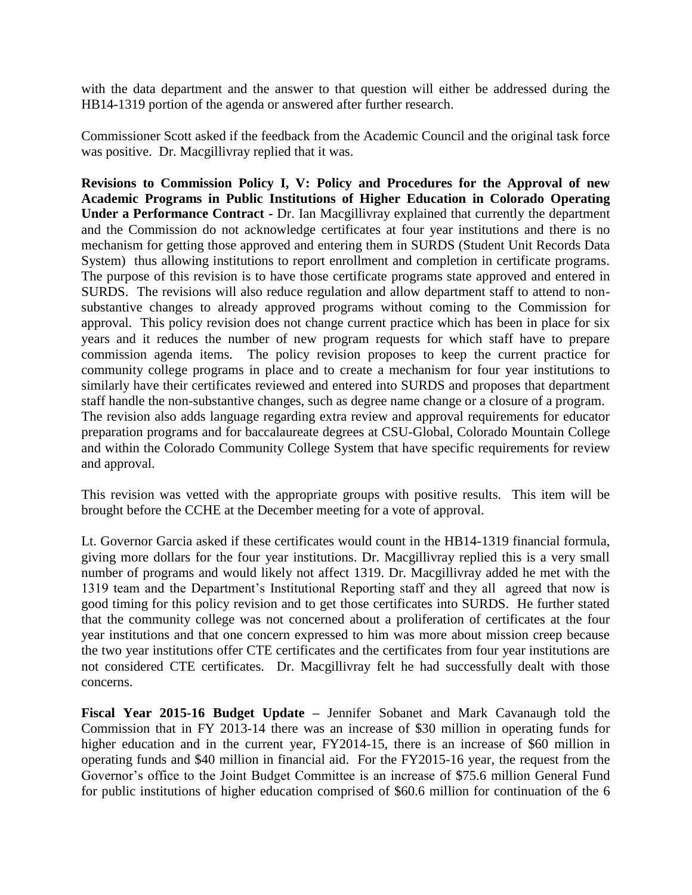with the data department and the answer to that question will either be addressed during the HB14-1319 portion of the agenda or answered after further research.

Commissioner Scott asked if the feedback from the Academic Council and the original task force was positive. Dr. Macgillivray replied that it was.

**Revisions to Commission Policy I, V: Policy and Procedures for the Approval of new Academic Programs in Public Institutions of Higher Education in Colorado Operating Under a Performance Contract -** Dr. Ian Macgillivray explained that currently the department and the Commission do not acknowledge certificates at four year institutions and there is no mechanism for getting those approved and entering them in SURDS (Student Unit Records Data System) thus allowing institutions to report enrollment and completion in certificate programs. The purpose of this revision is to have those certificate programs state approved and entered in SURDS. The revisions will also reduce regulation and allow department staff to attend to non-substantive changes to already approved programs without coming to the Commission for approval. This policy revision does not change current practice which has been in place for six years and it reduces the number of new program requests for which staff have to prepare commission agenda items. The policy revision proposes to keep the current practice for community college programs in place and to create a mechanism for four year institutions to similarly have their certificates reviewed and entered into SURDS and proposes that department staff handle the non-substantive changes, such as degree name change or a closure of a program. The revision also adds language regarding extra review and approval requirements for educator preparation programs and for baccalaureate degrees at CSU-Global, Colorado Mountain College and within the Colorado Community College System that have specific requirements for review and approval.

This revision was vetted with the appropriate groups with positive results. This item will be brought before the CCHE at the December meeting for a vote of approval.

Lt. Governor Garcia asked if these certificates would count in the HB14-1319 financial formula, giving more dollars for the four year institutions. Dr. Macgillivray replied this is a very small number of programs and would likely not affect 1319. Dr. Macgillivray added he met with the 1319 team and the Department's Institutional Reporting staff and they all agreed that now is good timing for this policy revision and to get those certificates into SURDS. He further stated that the community college was not concerned about a proliferation of certificates at the four year institutions and that one concern expressed to him was more about mission creep because the two year institutions offer CTE certificates and the certificates from four year institutions are not considered CTE certificates. Dr. Macgillivray felt he had successfully dealt with those concerns.

**Fiscal Year 2015-16 Budget Update –** Jennifer Sobanet and Mark Cavanaugh told the Commission that in FY 2013-14 there was an increase of $30 million in operating funds for higher education and in the current year, FY2014-15, there is an increase of $60 million in operating funds and $40 million in financial aid. For the FY2015-16 year, the request from the Governor's office to the Joint Budget Committee is an increase of $75.6 million General Fund for public institutions of higher education comprised of $60.6 million for continuation of the 6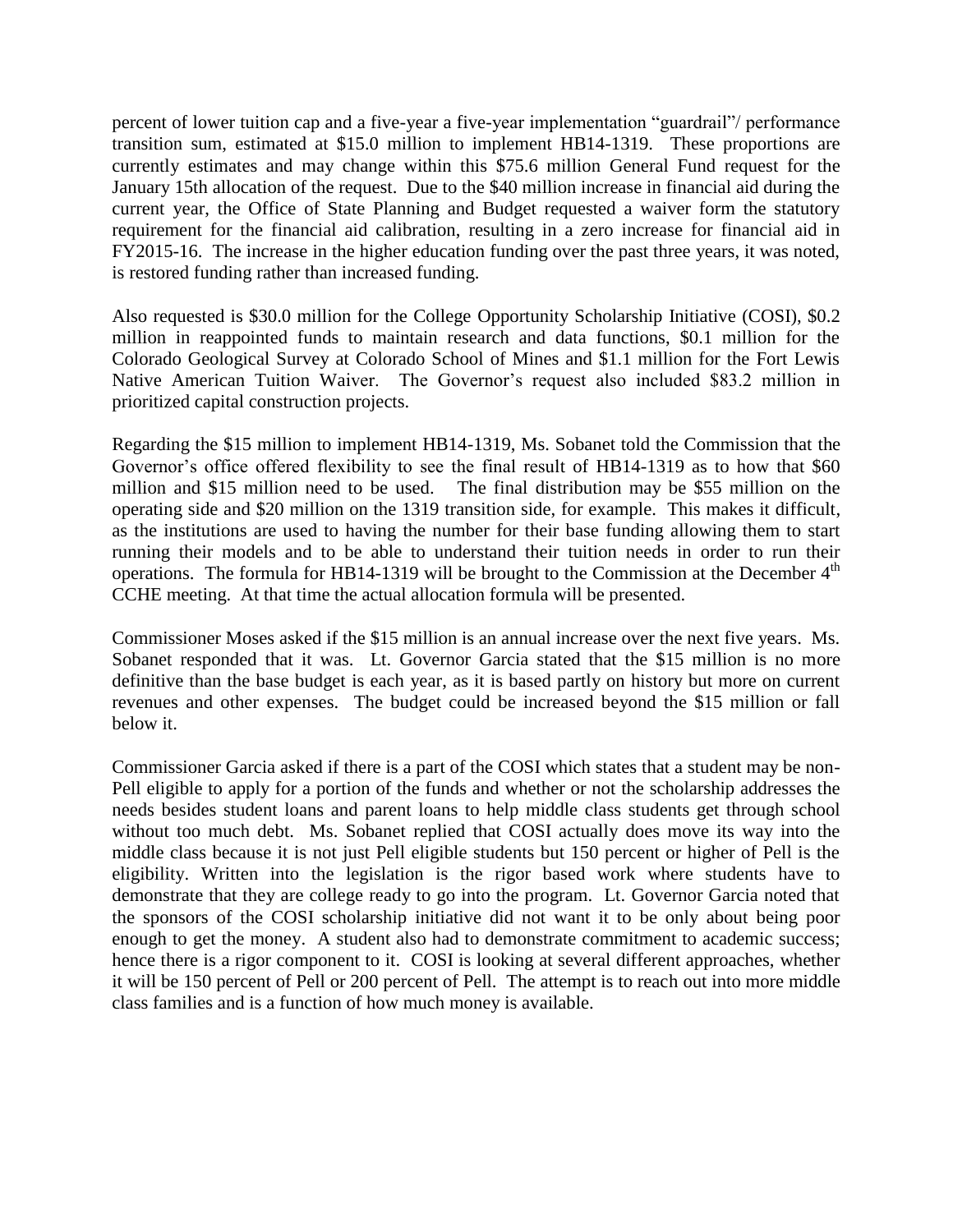percent of lower tuition cap and a five-year a five-year implementation "guardrail"/ performance transition sum, estimated at $15.0 million to implement HB14-1319. These proportions are currently estimates and may change within this $75.6 million General Fund request for the January 15th allocation of the request. Due to the $40 million increase in financial aid during the current year, the Office of State Planning and Budget requested a waiver form the statutory requirement for the financial aid calibration, resulting in a zero increase for financial aid in FY2015-16. The increase in the higher education funding over the past three years, it was noted, is restored funding rather than increased funding.

Also requested is $30.0 million for the College Opportunity Scholarship Initiative (COSI), $0.2 million in reappointed funds to maintain research and data functions, $0.1 million for the Colorado Geological Survey at Colorado School of Mines and $1.1 million for the Fort Lewis Native American Tuition Waiver. The Governor's request also included $83.2 million in prioritized capital construction projects.

Regarding the $15 million to implement HB14-1319, Ms. Sobanet told the Commission that the Governor's office offered flexibility to see the final result of HB14-1319 as to how that $60 million and $15 million need to be used. The final distribution may be $55 million on the operating side and $20 million on the 1319 transition side, for example. This makes it difficult, as the institutions are used to having the number for their base funding allowing them to start running their models and to be able to understand their tuition needs in order to run their operations. The formula for HB14-1319 will be brought to the Commission at the December 4th CCHE meeting. At that time the actual allocation formula will be presented.

Commissioner Moses asked if the $15 million is an annual increase over the next five years. Ms. Sobanet responded that it was. Lt. Governor Garcia stated that the $15 million is no more definitive than the base budget is each year, as it is based partly on history but more on current revenues and other expenses. The budget could be increased beyond the $15 million or fall below it.

Commissioner Garcia asked if there is a part of the COSI which states that a student may be non-Pell eligible to apply for a portion of the funds and whether or not the scholarship addresses the needs besides student loans and parent loans to help middle class students get through school without too much debt. Ms. Sobanet replied that COSI actually does move its way into the middle class because it is not just Pell eligible students but 150 percent or higher of Pell is the eligibility. Written into the legislation is the rigor based work where students have to demonstrate that they are college ready to go into the program. Lt. Governor Garcia noted that the sponsors of the COSI scholarship initiative did not want it to be only about being poor enough to get the money. A student also had to demonstrate commitment to academic success; hence there is a rigor component to it. COSI is looking at several different approaches, whether it will be 150 percent of Pell or 200 percent of Pell. The attempt is to reach out into more middle class families and is a function of how much money is available.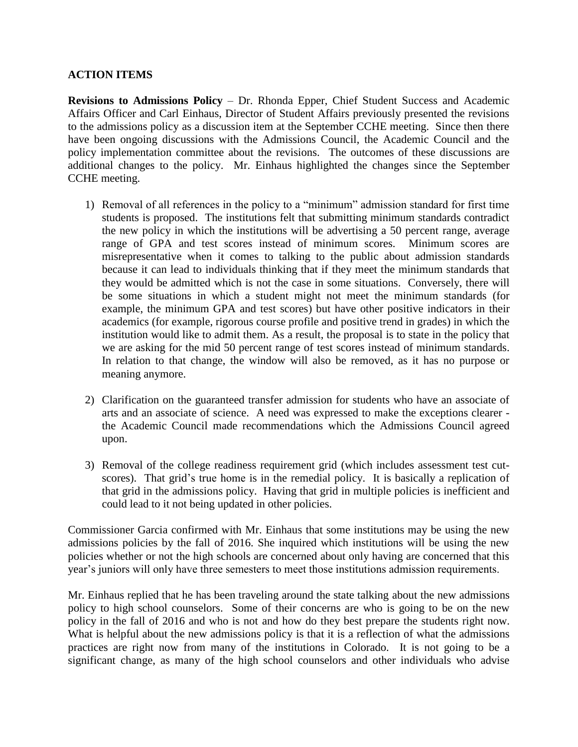**ACTION ITEMS**

**Revisions to Admissions Policy** – Dr. Rhonda Epper, Chief Student Success and Academic Affairs Officer and Carl Einhaus, Director of Student Affairs previously presented the revisions to the admissions policy as a discussion item at the September CCHE meeting. Since then there have been ongoing discussions with the Admissions Council, the Academic Council and the policy implementation committee about the revisions. The outcomes of these discussions are additional changes to the policy. Mr. Einhaus highlighted the changes since the September CCHE meeting.

1) Removal of all references in the policy to a "minimum" admission standard for first time students is proposed. The institutions felt that submitting minimum standards contradict the new policy in which the institutions will be advertising a 50 percent range, average range of GPA and test scores instead of minimum scores. Minimum scores are misrepresentative when it comes to talking to the public about admission standards because it can lead to individuals thinking that if they meet the minimum standards that they would be admitted which is not the case in some situations. Conversely, there will be some situations in which a student might not meet the minimum standards (for example, the minimum GPA and test scores) but have other positive indicators in their academics (for example, rigorous course profile and positive trend in grades) in which the institution would like to admit them. As a result, the proposal is to state in the policy that we are asking for the mid 50 percent range of test scores instead of minimum standards. In relation to that change, the window will also be removed, as it has no purpose or meaning anymore.

2) Clarification on the guaranteed transfer admission for students who have an associate of arts and an associate of science. A need was expressed to make the exceptions clearer - the Academic Council made recommendations which the Admissions Council agreed upon.

3) Removal of the college readiness requirement grid (which includes assessment test cut-scores). That grid's true home is in the remedial policy. It is basically a replication of that grid in the admissions policy. Having that grid in multiple policies is inefficient and could lead to it not being updated in other policies.

Commissioner Garcia confirmed with Mr. Einhaus that some institutions may be using the new admissions policies by the fall of 2016. She inquired which institutions will be using the new policies whether or not the high schools are concerned about only having are concerned that this year's juniors will only have three semesters to meet those institutions admission requirements.

Mr. Einhaus replied that he has been traveling around the state talking about the new admissions policy to high school counselors. Some of their concerns are who is going to be on the new policy in the fall of 2016 and who is not and how do they best prepare the students right now. What is helpful about the new admissions policy is that it is a reflection of what the admissions practices are right now from many of the institutions in Colorado. It is not going to be a significant change, as many of the high school counselors and other individuals who advise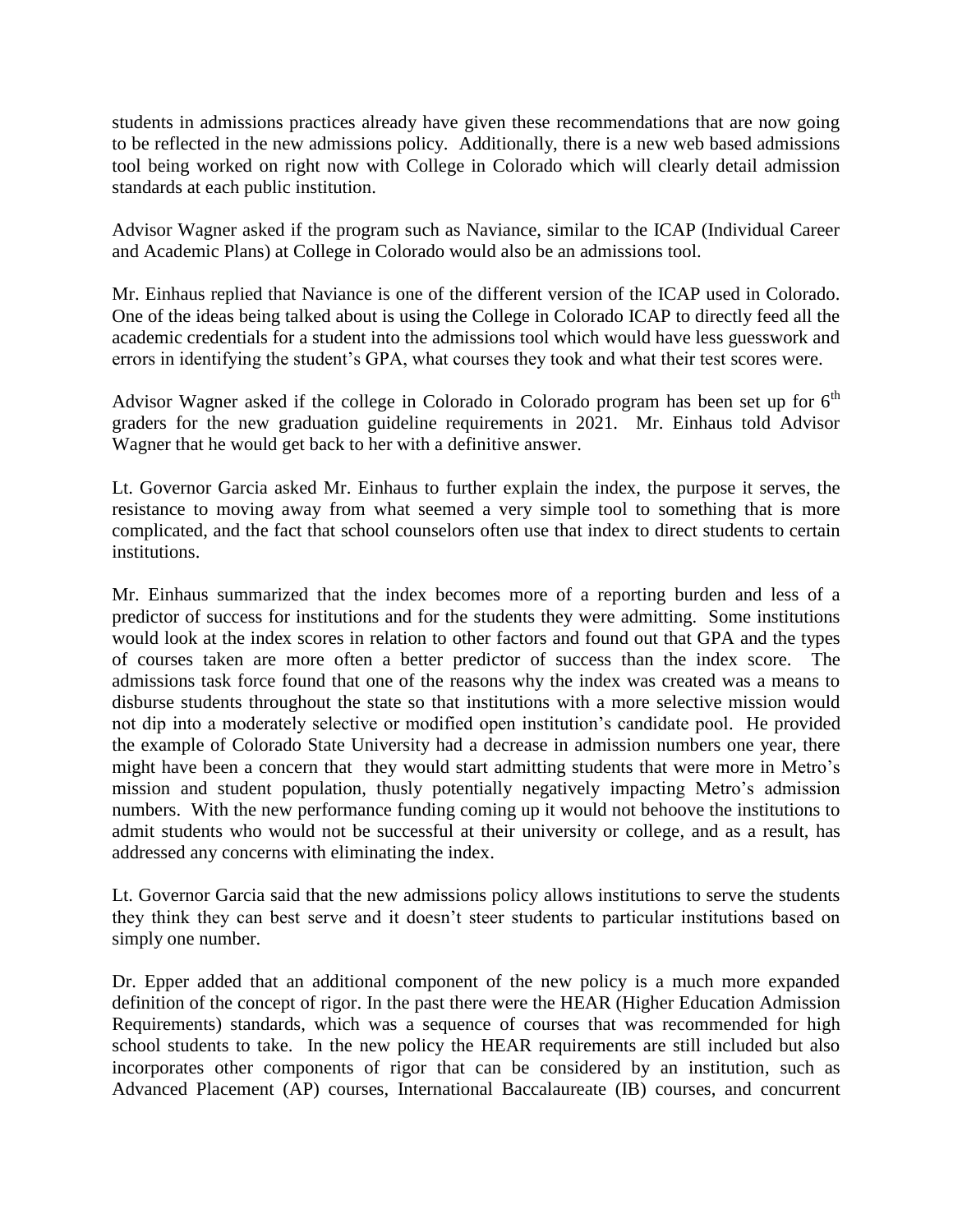students in admissions practices already have given these recommendations that are now going to be reflected in the new admissions policy. Additionally, there is a new web based admissions tool being worked on right now with College in Colorado which will clearly detail admission standards at each public institution.

Advisor Wagner asked if the program such as Naviance, similar to the ICAP (Individual Career and Academic Plans) at College in Colorado would also be an admissions tool.

Mr. Einhaus replied that Naviance is one of the different version of the ICAP used in Colorado. One of the ideas being talked about is using the College in Colorado ICAP to directly feed all the academic credentials for a student into the admissions tool which would have less guesswork and errors in identifying the student's GPA, what courses they took and what their test scores were.

Advisor Wagner asked if the college in Colorado in Colorado program has been set up for 6th graders for the new graduation guideline requirements in 2021. Mr. Einhaus told Advisor Wagner that he would get back to her with a definitive answer.

Lt. Governor Garcia asked Mr. Einhaus to further explain the index, the purpose it serves, the resistance to moving away from what seemed a very simple tool to something that is more complicated, and the fact that school counselors often use that index to direct students to certain institutions.

Mr. Einhaus summarized that the index becomes more of a reporting burden and less of a predictor of success for institutions and for the students they were admitting. Some institutions would look at the index scores in relation to other factors and found out that GPA and the types of courses taken are more often a better predictor of success than the index score. The admissions task force found that one of the reasons why the index was created was a means to disburse students throughout the state so that institutions with a more selective mission would not dip into a moderately selective or modified open institution's candidate pool. He provided the example of Colorado State University had a decrease in admission numbers one year, there might have been a concern that they would start admitting students that were more in Metro's mission and student population, thusly potentially negatively impacting Metro's admission numbers. With the new performance funding coming up it would not behoove the institutions to admit students who would not be successful at their university or college, and as a result, has addressed any concerns with eliminating the index.

Lt. Governor Garcia said that the new admissions policy allows institutions to serve the students they think they can best serve and it doesn't steer students to particular institutions based on simply one number.

Dr. Epper added that an additional component of the new policy is a much more expanded definition of the concept of rigor. In the past there were the HEAR (Higher Education Admission Requirements) standards, which was a sequence of courses that was recommended for high school students to take. In the new policy the HEAR requirements are still included but also incorporates other components of rigor that can be considered by an institution, such as Advanced Placement (AP) courses, International Baccalaureate (IB) courses, and concurrent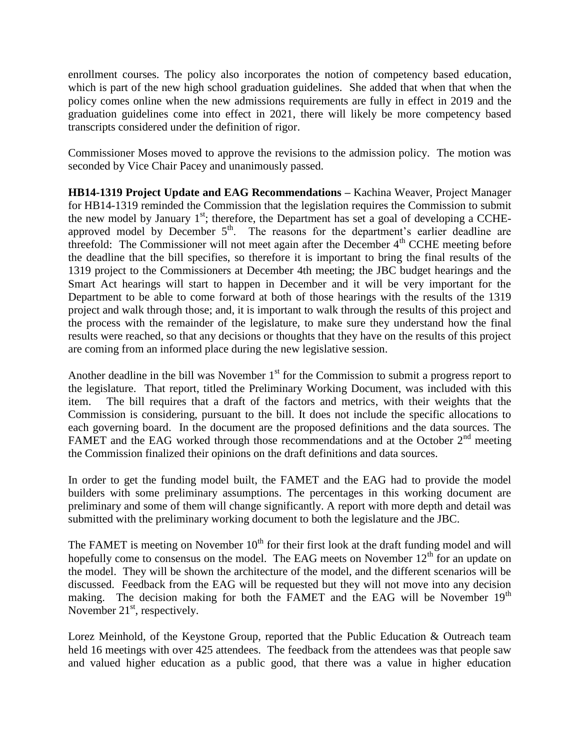enrollment courses. The policy also incorporates the notion of competency based education, which is part of the new high school graduation guidelines. She added that when that when the policy comes online when the new admissions requirements are fully in effect in 2019 and the graduation guidelines come into effect in 2021, there will likely be more competency based transcripts considered under the definition of rigor.

Commissioner Moses moved to approve the revisions to the admission policy. The motion was seconded by Vice Chair Pacey and unanimously passed.

**HB14-1319 Project Update and EAG Recommendations –** Kachina Weaver, Project Manager for HB14-1319 reminded the Commission that the legislation requires the Commission to submit the new model by January 1st; therefore, the Department has set a goal of developing a CCHE-approved model by December 5th. The reasons for the department's earlier deadline are threefold: The Commissioner will not meet again after the December 4th CCHE meeting before the deadline that the bill specifies, so therefore it is important to bring the final results of the 1319 project to the Commissioners at December 4th meeting; the JBC budget hearings and the Smart Act hearings will start to happen in December and it will be very important for the Department to be able to come forward at both of those hearings with the results of the 1319 project and walk through those; and, it is important to walk through the results of this project and the process with the remainder of the legislature, to make sure they understand how the final results were reached, so that any decisions or thoughts that they have on the results of this project are coming from an informed place during the new legislative session.

Another deadline in the bill was November 1st for the Commission to submit a progress report to the legislature. That report, titled the Preliminary Working Document, was included with this item. The bill requires that a draft of the factors and metrics, with their weights that the Commission is considering, pursuant to the bill. It does not include the specific allocations to each governing board. In the document are the proposed definitions and the data sources. The FAMET and the EAG worked through those recommendations and at the October 2nd meeting the Commission finalized their opinions on the draft definitions and data sources.

In order to get the funding model built, the FAMET and the EAG had to provide the model builders with some preliminary assumptions. The percentages in this working document are preliminary and some of them will change significantly. A report with more depth and detail was submitted with the preliminary working document to both the legislature and the JBC.

The FAMET is meeting on November 10th for their first look at the draft funding model and will hopefully come to consensus on the model. The EAG meets on November 12th for an update on the model. They will be shown the architecture of the model, and the different scenarios will be discussed. Feedback from the EAG will be requested but they will not move into any decision making. The decision making for both the FAMET and the EAG will be November 19th November 21st, respectively.

Lorez Meinhold, of the Keystone Group, reported that the Public Education & Outreach team held 16 meetings with over 425 attendees. The feedback from the attendees was that people saw and valued higher education as a public good, that there was a value in higher education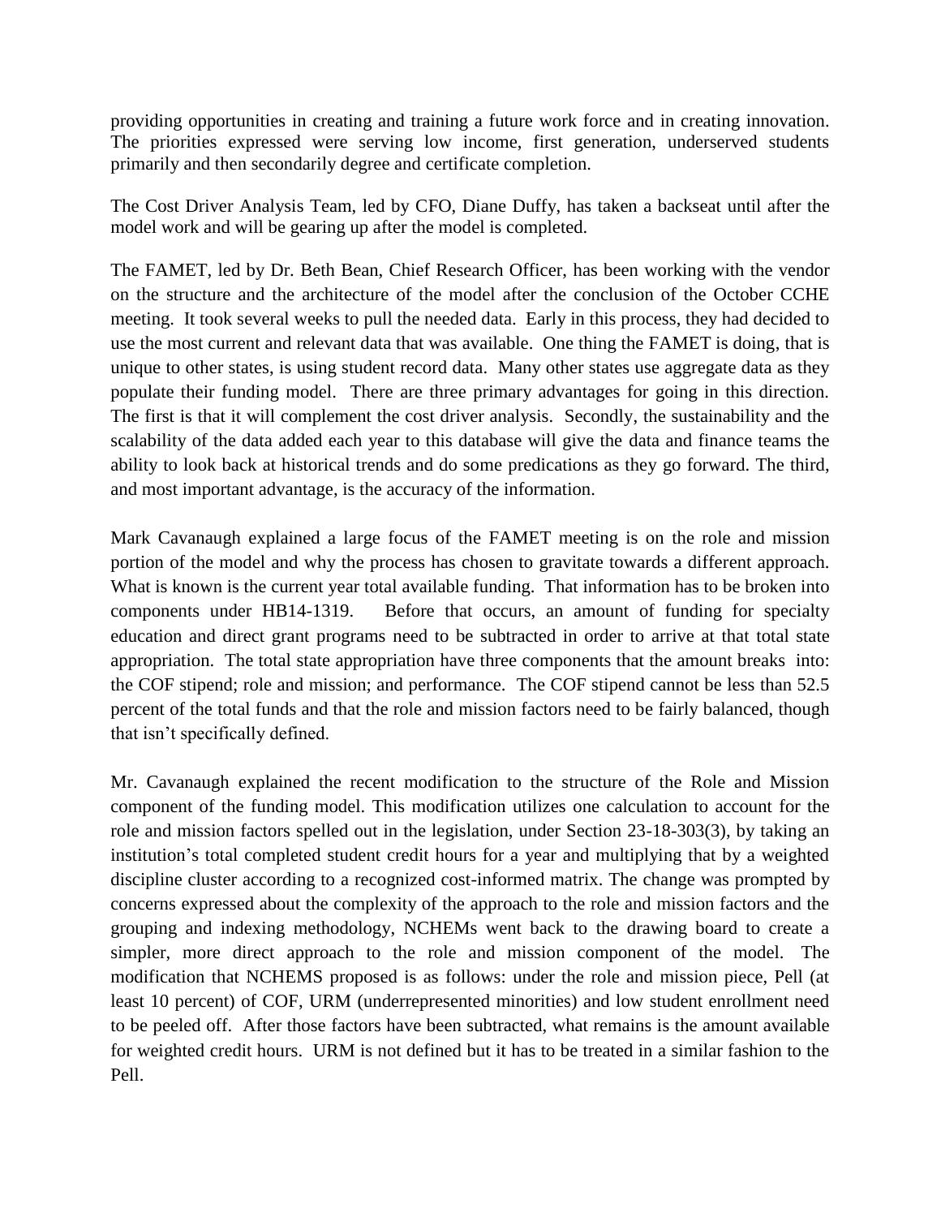providing opportunities in creating and training a future work force and in creating innovation. The priorities expressed were serving low income, first generation, underserved students primarily and then secondarily degree and certificate completion.

The Cost Driver Analysis Team, led by CFO, Diane Duffy, has taken a backseat until after the model work and will be gearing up after the model is completed.

The FAMET, led by Dr. Beth Bean, Chief Research Officer, has been working with the vendor on the structure and the architecture of the model after the conclusion of the October CCHE meeting. It took several weeks to pull the needed data. Early in this process, they had decided to use the most current and relevant data that was available. One thing the FAMET is doing, that is unique to other states, is using student record data. Many other states use aggregate data as they populate their funding model. There are three primary advantages for going in this direction. The first is that it will complement the cost driver analysis. Secondly, the sustainability and the scalability of the data added each year to this database will give the data and finance teams the ability to look back at historical trends and do some predications as they go forward. The third, and most important advantage, is the accuracy of the information.

Mark Cavanaugh explained a large focus of the FAMET meeting is on the role and mission portion of the model and why the process has chosen to gravitate towards a different approach. What is known is the current year total available funding. That information has to be broken into components under HB14-1319. Before that occurs, an amount of funding for specialty education and direct grant programs need to be subtracted in order to arrive at that total state appropriation. The total state appropriation have three components that the amount breaks into: the COF stipend; role and mission; and performance. The COF stipend cannot be less than 52.5 percent of the total funds and that the role and mission factors need to be fairly balanced, though that isn't specifically defined.

Mr. Cavanaugh explained the recent modification to the structure of the Role and Mission component of the funding model. This modification utilizes one calculation to account for the role and mission factors spelled out in the legislation, under Section 23-18-303(3), by taking an institution's total completed student credit hours for a year and multiplying that by a weighted discipline cluster according to a recognized cost-informed matrix. The change was prompted by concerns expressed about the complexity of the approach to the role and mission factors and the grouping and indexing methodology, NCHEMs went back to the drawing board to create a simpler, more direct approach to the role and mission component of the model. The modification that NCHEMS proposed is as follows: under the role and mission piece, Pell (at least 10 percent) of COF, URM (underrepresented minorities) and low student enrollment need to be peeled off. After those factors have been subtracted, what remains is the amount available for weighted credit hours. URM is not defined but it has to be treated in a similar fashion to the Pell.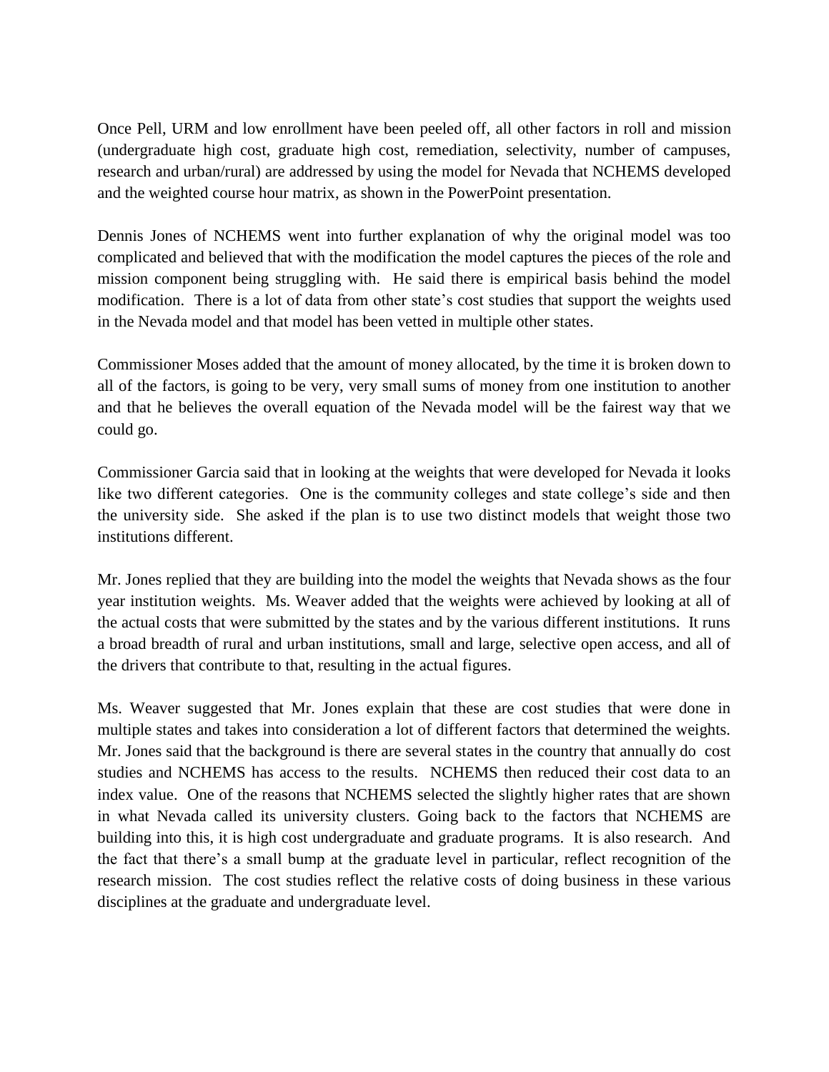Once Pell, URM and low enrollment have been peeled off, all other factors in roll and mission (undergraduate high cost, graduate high cost, remediation, selectivity, number of campuses, research and urban/rural) are addressed by using the model for Nevada that NCHEMS developed and the weighted course hour matrix, as shown in the PowerPoint presentation.

Dennis Jones of NCHEMS went into further explanation of why the original model was too complicated and believed that with the modification the model captures the pieces of the role and mission component being struggling with. He said there is empirical basis behind the model modification. There is a lot of data from other state's cost studies that support the weights used in the Nevada model and that model has been vetted in multiple other states.

Commissioner Moses added that the amount of money allocated, by the time it is broken down to all of the factors, is going to be very, very small sums of money from one institution to another and that he believes the overall equation of the Nevada model will be the fairest way that we could go.

Commissioner Garcia said that in looking at the weights that were developed for Nevada it looks like two different categories. One is the community colleges and state college's side and then the university side. She asked if the plan is to use two distinct models that weight those two institutions different.

Mr. Jones replied that they are building into the model the weights that Nevada shows as the four year institution weights. Ms. Weaver added that the weights were achieved by looking at all of the actual costs that were submitted by the states and by the various different institutions. It runs a broad breadth of rural and urban institutions, small and large, selective open access, and all of the drivers that contribute to that, resulting in the actual figures.

Ms. Weaver suggested that Mr. Jones explain that these are cost studies that were done in multiple states and takes into consideration a lot of different factors that determined the weights. Mr. Jones said that the background is there are several states in the country that annually do cost studies and NCHEMS has access to the results. NCHEMS then reduced their cost data to an index value. One of the reasons that NCHEMS selected the slightly higher rates that are shown in what Nevada called its university clusters. Going back to the factors that NCHEMS are building into this, it is high cost undergraduate and graduate programs. It is also research. And the fact that there's a small bump at the graduate level in particular, reflect recognition of the research mission. The cost studies reflect the relative costs of doing business in these various disciplines at the graduate and undergraduate level.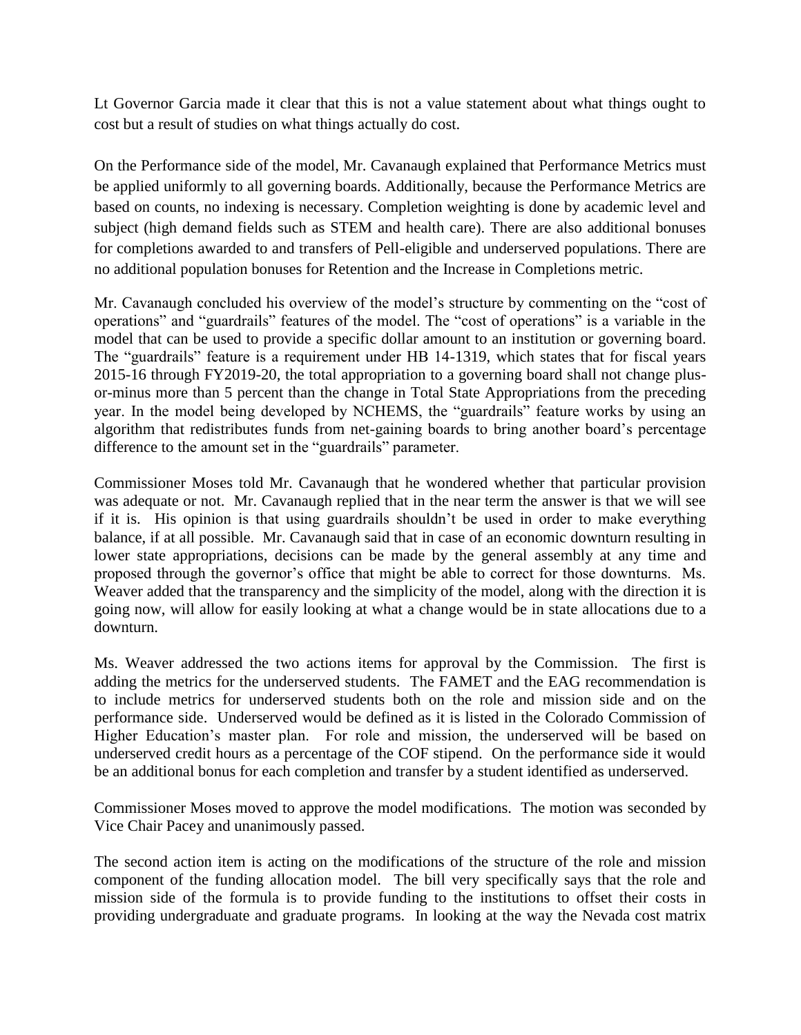Lt Governor Garcia made it clear that this is not a value statement about what things ought to cost but a result of studies on what things actually do cost.

On the Performance side of the model, Mr. Cavanaugh explained that Performance Metrics must be applied uniformly to all governing boards. Additionally, because the Performance Metrics are based on counts, no indexing is necessary. Completion weighting is done by academic level and subject (high demand fields such as STEM and health care). There are also additional bonuses for completions awarded to and transfers of Pell-eligible and underserved populations. There are no additional population bonuses for Retention and the Increase in Completions metric.

Mr. Cavanaugh concluded his overview of the model's structure by commenting on the "cost of operations" and "guardrails" features of the model. The "cost of operations" is a variable in the model that can be used to provide a specific dollar amount to an institution or governing board. The "guardrails" feature is a requirement under HB 14-1319, which states that for fiscal years 2015-16 through FY2019-20, the total appropriation to a governing board shall not change plus-or-minus more than 5 percent than the change in Total State Appropriations from the preceding year. In the model being developed by NCHEMS, the "guardrails" feature works by using an algorithm that redistributes funds from net-gaining boards to bring another board's percentage difference to the amount set in the "guardrails" parameter.

Commissioner Moses told Mr. Cavanaugh that he wondered whether that particular provision was adequate or not. Mr. Cavanaugh replied that in the near term the answer is that we will see if it is. His opinion is that using guardrails shouldn't be used in order to make everything balance, if at all possible. Mr. Cavanaugh said that in case of an economic downturn resulting in lower state appropriations, decisions can be made by the general assembly at any time and proposed through the governor's office that might be able to correct for those downturns. Ms. Weaver added that the transparency and the simplicity of the model, along with the direction it is going now, will allow for easily looking at what a change would be in state allocations due to a downturn.

Ms. Weaver addressed the two actions items for approval by the Commission. The first is adding the metrics for the underserved students. The FAMET and the EAG recommendation is to include metrics for underserved students both on the role and mission side and on the performance side. Underserved would be defined as it is listed in the Colorado Commission of Higher Education's master plan. For role and mission, the underserved will be based on underserved credit hours as a percentage of the COF stipend. On the performance side it would be an additional bonus for each completion and transfer by a student identified as underserved.

Commissioner Moses moved to approve the model modifications. The motion was seconded by Vice Chair Pacey and unanimously passed.

The second action item is acting on the modifications of the structure of the role and mission component of the funding allocation model. The bill very specifically says that the role and mission side of the formula is to provide funding to the institutions to offset their costs in providing undergraduate and graduate programs. In looking at the way the Nevada cost matrix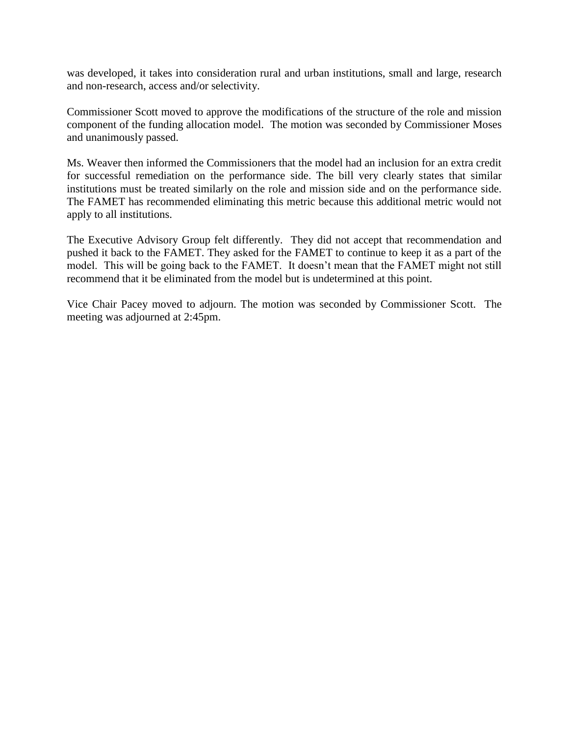was developed, it takes into consideration rural and urban institutions, small and large, research and non-research, access and/or selectivity.

Commissioner Scott moved to approve the modifications of the structure of the role and mission component of the funding allocation model. The motion was seconded by Commissioner Moses and unanimously passed.

Ms. Weaver then informed the Commissioners that the model had an inclusion for an extra credit for successful remediation on the performance side. The bill very clearly states that similar institutions must be treated similarly on the role and mission side and on the performance side. The FAMET has recommended eliminating this metric because this additional metric would not apply to all institutions.

The Executive Advisory Group felt differently. They did not accept that recommendation and pushed it back to the FAMET. They asked for the FAMET to continue to keep it as a part of the model. This will be going back to the FAMET. It doesn't mean that the FAMET might not still recommend that it be eliminated from the model but is undetermined at this point.

Vice Chair Pacey moved to adjourn. The motion was seconded by Commissioner Scott. The meeting was adjourned at 2:45pm.